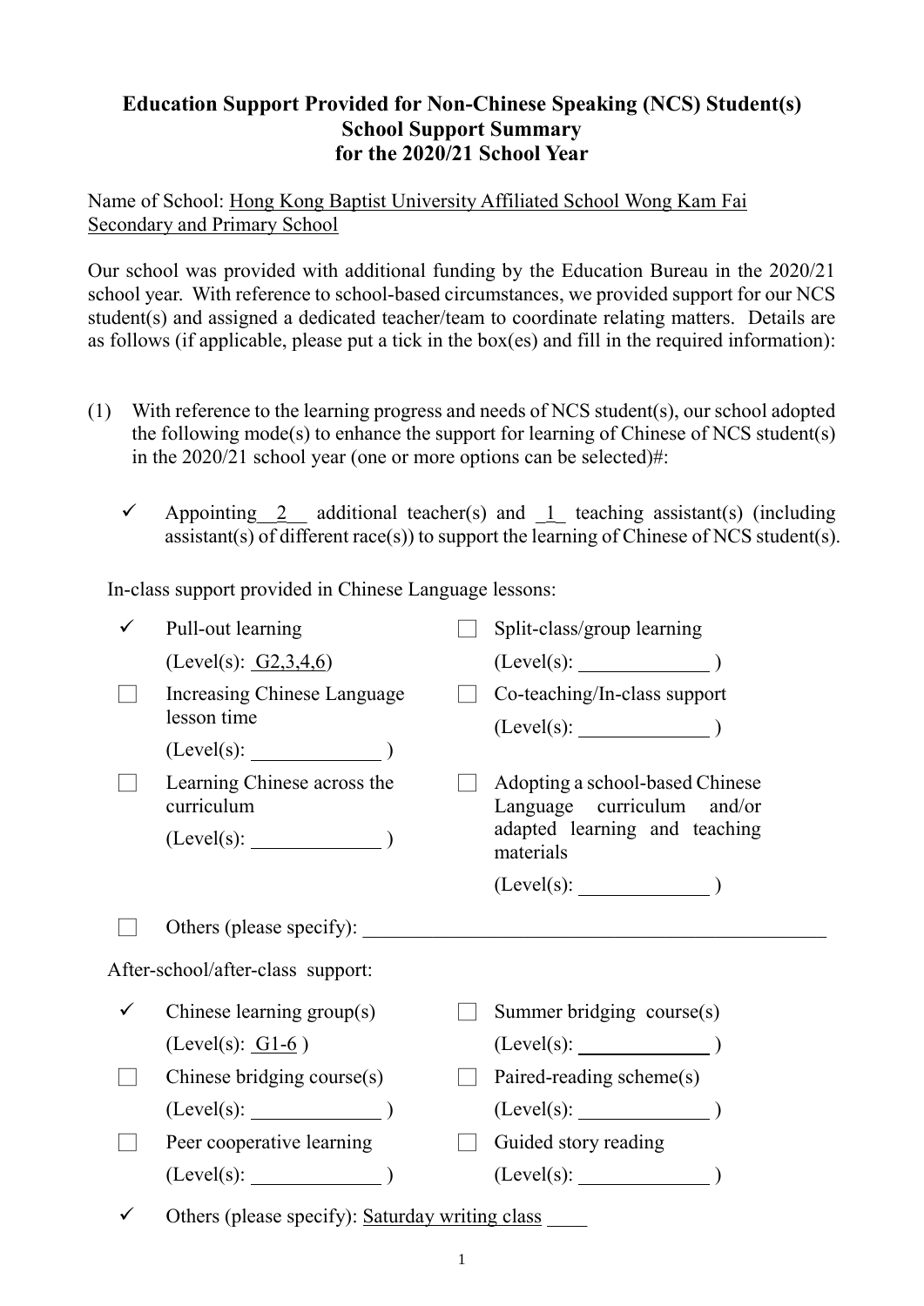# Education Support Provided for Non-Chinese Speaking (NCS) Student(s)
## School Support Summary
## for the 2020/21 School Year

Name of School: Hong Kong Baptist University Affiliated School Wong Kam Fai Secondary and Primary School

Our school was provided with additional funding by the Education Bureau in the 2020/21 school year. With reference to school-based circumstances, we provided support for our NCS student(s) and assigned a dedicated teacher/team to coordinate relating matters. Details are as follows (if applicable, please put a tick in the box(es) and fill in the required information):

(1) With reference to the learning progress and needs of NCS student(s), our school adopted the following mode(s) to enhance the support for learning of Chinese of NCS student(s) in the 2020/21 school year (one or more options can be selected)#:

✓ Appointing 2 additional teacher(s) and 1 teaching assistant(s) (including assistant(s) of different race(s)) to support the learning of Chinese of NCS student(s).

In-class support provided in Chinese Language lessons:

- ✓ Pull-out learning (Level(s): G2,3,4,6)
- ☐ Split-class/group learning (Level(s): \_\_\_\_\_\_\_\_)
- ☐ Increasing Chinese Language lesson time (Level(s): \_\_\_\_\_\_\_\_)
- ☐ Co-teaching/In-class support (Level(s): \_\_\_\_\_\_\_\_)
- ☐ Learning Chinese across the curriculum (Level(s): \_\_\_\_\_\_\_\_)
- ☐ Adopting a school-based Chinese Language curriculum and/or adapted learning and teaching materials (Level(s): \_\_\_\_\_\_\_\_)
- ☐ Others (please specify): \_\_\_\_\_\_\_\_

After-school/after-class support:

- ✓ Chinese learning group(s) (Level(s): G1-6)
- ☐ Summer bridging course(s) (Level(s): \_\_\_\_\_\_\_\_)
- ☐ Chinese bridging course(s) (Level(s): \_\_\_\_\_\_\_\_)
- ☐ Paired-reading scheme(s) (Level(s): \_\_\_\_\_\_\_\_)
- ☐ Peer cooperative learning (Level(s): \_\_\_\_\_\_\_\_)
- ☐ Guided story reading (Level(s): \_\_\_\_\_\_\_\_)
- ✓ Others (please specify): Saturday writing class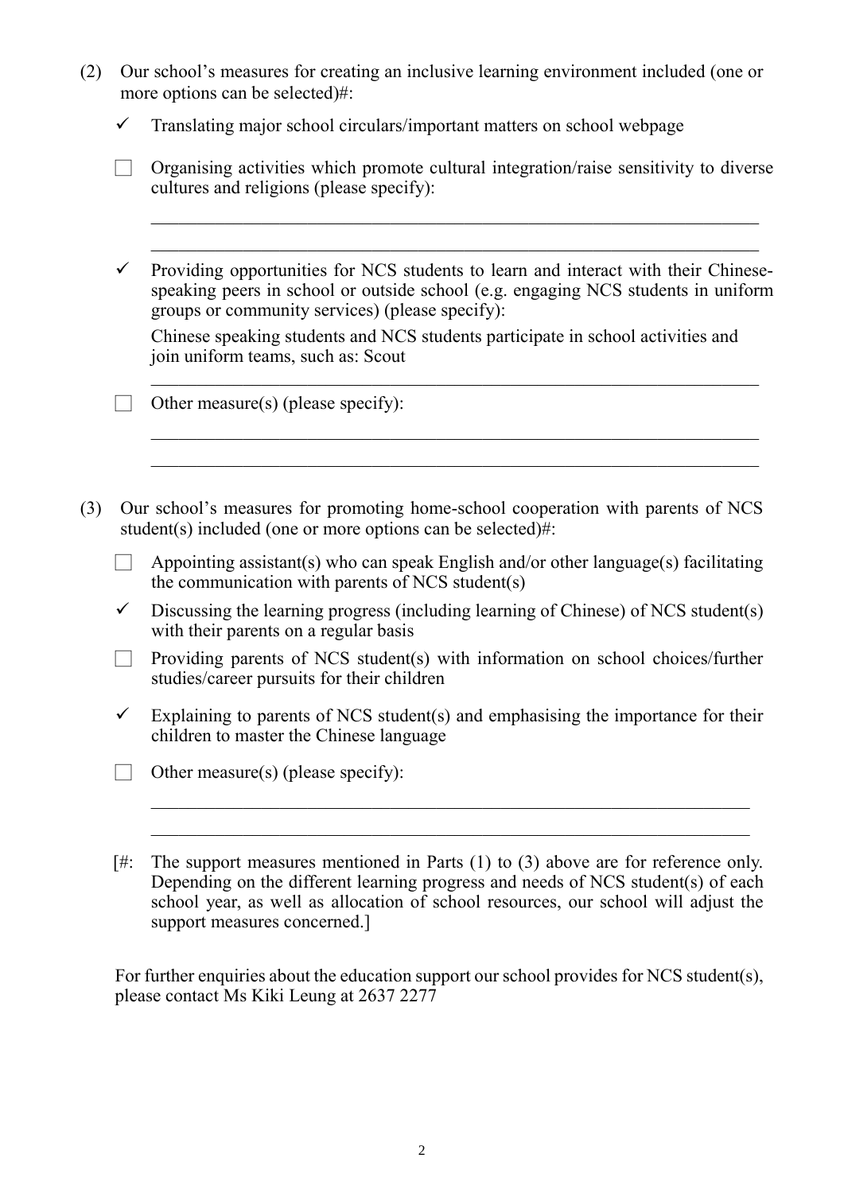(2) Our school's measures for creating an inclusive learning environment included (one or more options can be selected)#:

- ✓ Translating major school circulars/important matters on school webpage
- ☐ Organising activities which promote cultural integration/raise sensitivity to diverse cultures and religions (please specify):

  ____________________________________________________________________

  ____________________________________________________________________

- ✓ Providing opportunities for NCS students to learn and interact with their Chinese-speaking peers in school or outside school (e.g. engaging NCS students in uniform groups or community services) (please specify):

  Chinese speaking students and NCS students participate in school activities and join uniform teams, such as: Scout

- ☐ Other measure(s) (please specify):

  ____________________________________________________________________

  ____________________________________________________________________

(3) Our school's measures for promoting home-school cooperation with parents of NCS student(s) included (one or more options can be selected)#:

- ☐ Appointing assistant(s) who can speak English and/or other language(s) facilitating the communication with parents of NCS student(s)
- ✓ Discussing the learning progress (including learning of Chinese) of NCS student(s) with their parents on a regular basis
- ☐ Providing parents of NCS student(s) with information on school choices/further studies/career pursuits for their children
- ✓ Explaining to parents of NCS student(s) and emphasising the importance for their children to master the Chinese language
- ☐ Other measure(s) (please specify):

  ____________________________________________________________________

  ____________________________________________________________________

[#: The support measures mentioned in Parts (1) to (3) above are for reference only. Depending on the different learning progress and needs of NCS student(s) of each school year, as well as allocation of school resources, our school will adjust the support measures concerned.]

For further enquiries about the education support our school provides for NCS student(s), please contact Ms Kiki Leung at 2637 2277